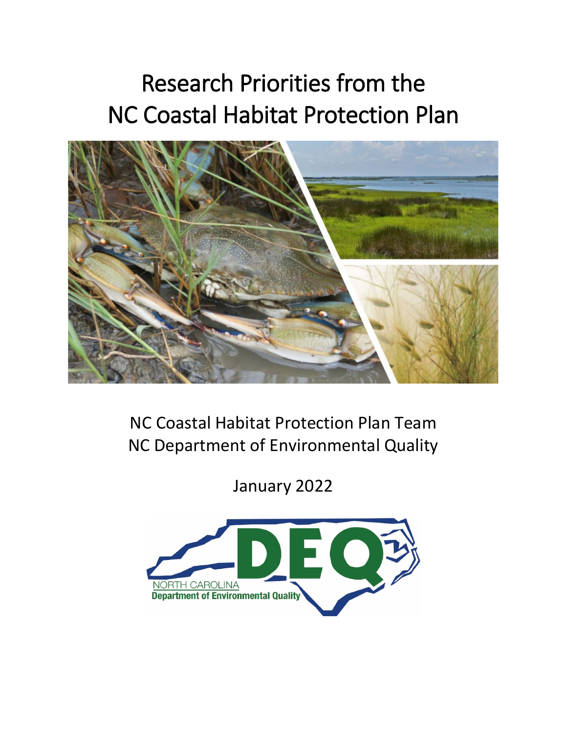# Research Priorities from the NC Coastal Habitat Protection Plan

NC Coastal Habitat Protection Plan Team
NC Department of Environmental Quality

January 2022

NORTH CAROLINA
Department of Environmental Quality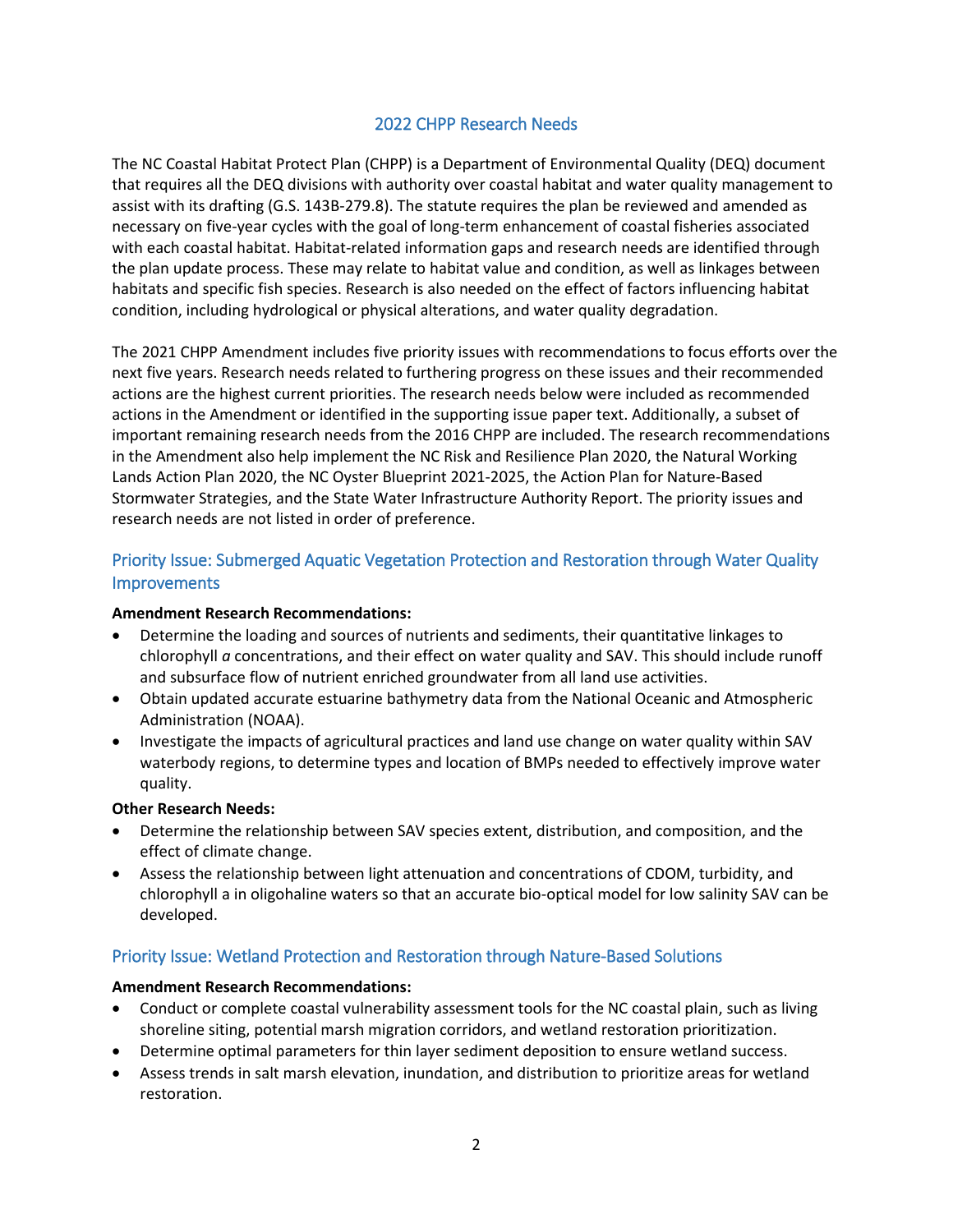## 2022 CHPP Research Needs

The NC Coastal Habitat Protect Plan (CHPP) is a Department of Environmental Quality (DEQ) document that requires all the DEQ divisions with authority over coastal habitat and water quality management to assist with its drafting (G.S. 143B-279.8). The statute requires the plan be reviewed and amended as necessary on five-year cycles with the goal of long-term enhancement of coastal fisheries associated with each coastal habitat. Habitat-related information gaps and research needs are identified through the plan update process. These may relate to habitat value and condition, as well as linkages between habitats and specific fish species. Research is also needed on the effect of factors influencing habitat condition, including hydrological or physical alterations, and water quality degradation.

The 2021 CHPP Amendment includes five priority issues with recommendations to focus efforts over the next five years. Research needs related to furthering progress on these issues and their recommended actions are the highest current priorities. The research needs below were included as recommended actions in the Amendment or identified in the supporting issue paper text. Additionally, a subset of important remaining research needs from the 2016 CHPP are included. The research recommendations in the Amendment also help implement the NC Risk and Resilience Plan 2020, the Natural Working Lands Action Plan 2020, the NC Oyster Blueprint 2021-2025, the Action Plan for Nature-Based Stormwater Strategies, and the State Water Infrastructure Authority Report. The priority issues and research needs are not listed in order of preference.

### Priority Issue: Submerged Aquatic Vegetation Protection and Restoration through Water Quality Improvements

**Amendment Research Recommendations:**

- Determine the loading and sources of nutrients and sediments, their quantitative linkages to chlorophyll *a* concentrations, and their effect on water quality and SAV. This should include runoff and subsurface flow of nutrient enriched groundwater from all land use activities.
- Obtain updated accurate estuarine bathymetry data from the National Oceanic and Atmospheric Administration (NOAA).
- Investigate the impacts of agricultural practices and land use change on water quality within SAV waterbody regions, to determine types and location of BMPs needed to effectively improve water quality.

**Other Research Needs:**

- Determine the relationship between SAV species extent, distribution, and composition, and the effect of climate change.
- Assess the relationship between light attenuation and concentrations of CDOM, turbidity, and chlorophyll a in oligohaline waters so that an accurate bio-optical model for low salinity SAV can be developed.

### Priority Issue: Wetland Protection and Restoration through Nature-Based Solutions

**Amendment Research Recommendations:**

- Conduct or complete coastal vulnerability assessment tools for the NC coastal plain, such as living shoreline siting, potential marsh migration corridors, and wetland restoration prioritization.
- Determine optimal parameters for thin layer sediment deposition to ensure wetland success.
- Assess trends in salt marsh elevation, inundation, and distribution to prioritize areas for wetland restoration.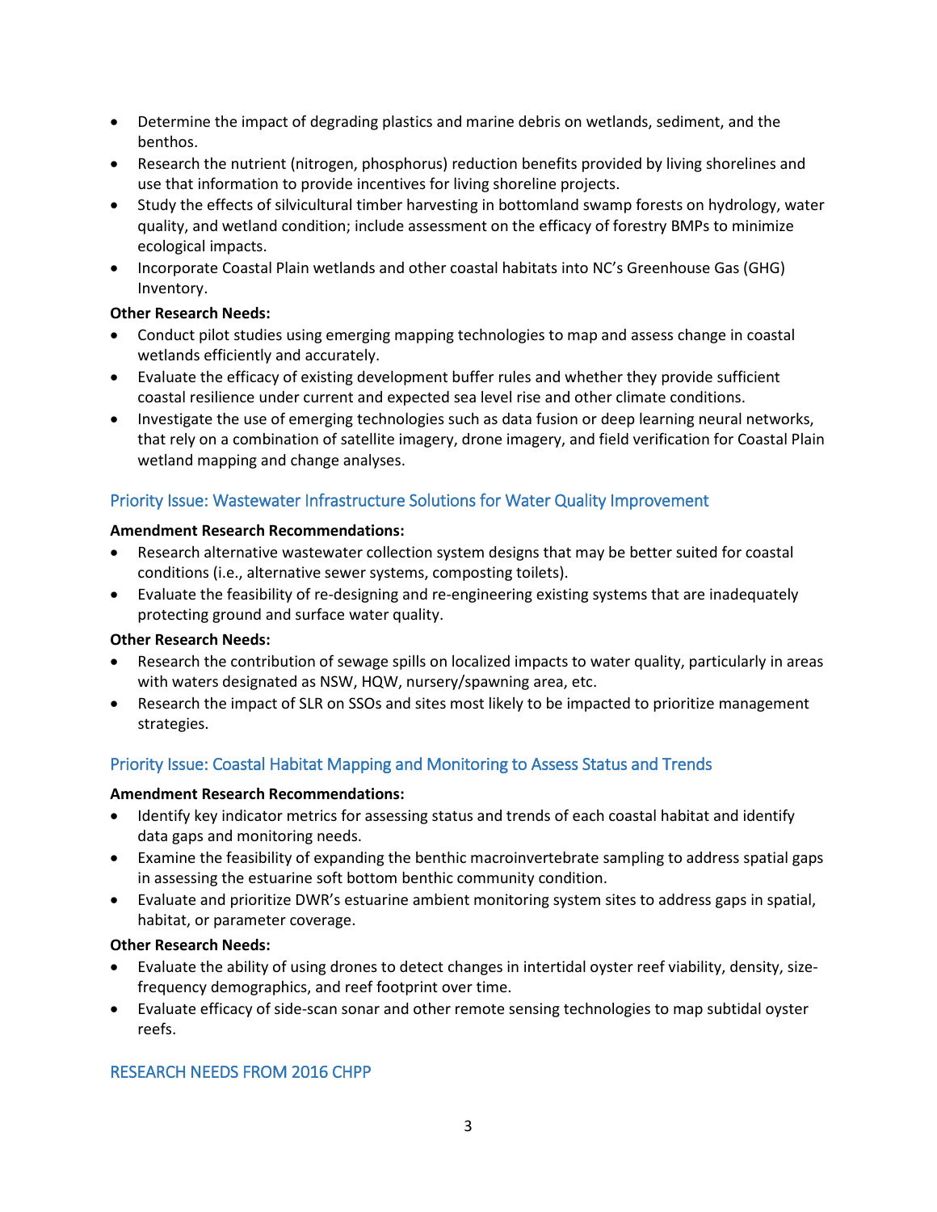- Determine the impact of degrading plastics and marine debris on wetlands, sediment, and the benthos.
- Research the nutrient (nitrogen, phosphorus) reduction benefits provided by living shorelines and use that information to provide incentives for living shoreline projects.
- Study the effects of silvicultural timber harvesting in bottomland swamp forests on hydrology, water quality, and wetland condition; include assessment on the efficacy of forestry BMPs to minimize ecological impacts.
- Incorporate Coastal Plain wetlands and other coastal habitats into NC's Greenhouse Gas (GHG) Inventory.

**Other Research Needs:**

- Conduct pilot studies using emerging mapping technologies to map and assess change in coastal wetlands efficiently and accurately.
- Evaluate the efficacy of existing development buffer rules and whether they provide sufficient coastal resilience under current and expected sea level rise and other climate conditions.
- Investigate the use of emerging technologies such as data fusion or deep learning neural networks, that rely on a combination of satellite imagery, drone imagery, and field verification for Coastal Plain wetland mapping and change analyses.

### Priority Issue: Wastewater Infrastructure Solutions for Water Quality Improvement

**Amendment Research Recommendations:**

- Research alternative wastewater collection system designs that may be better suited for coastal conditions (i.e., alternative sewer systems, composting toilets).
- Evaluate the feasibility of re-designing and re-engineering existing systems that are inadequately protecting ground and surface water quality.

**Other Research Needs:**

- Research the contribution of sewage spills on localized impacts to water quality, particularly in areas with waters designated as NSW, HQW, nursery/spawning area, etc.
- Research the impact of SLR on SSOs and sites most likely to be impacted to prioritize management strategies.

### Priority Issue: Coastal Habitat Mapping and Monitoring to Assess Status and Trends

**Amendment Research Recommendations:**

- Identify key indicator metrics for assessing status and trends of each coastal habitat and identify data gaps and monitoring needs.
- Examine the feasibility of expanding the benthic macroinvertebrate sampling to address spatial gaps in assessing the estuarine soft bottom benthic community condition.
- Evaluate and prioritize DWR's estuarine ambient monitoring system sites to address gaps in spatial, habitat, or parameter coverage.

**Other Research Needs:**

- Evaluate the ability of using drones to detect changes in intertidal oyster reef viability, density, size-frequency demographics, and reef footprint over time.
- Evaluate efficacy of side-scan sonar and other remote sensing technologies to map subtidal oyster reefs.

## RESEARCH NEEDS FROM 2016 CHPP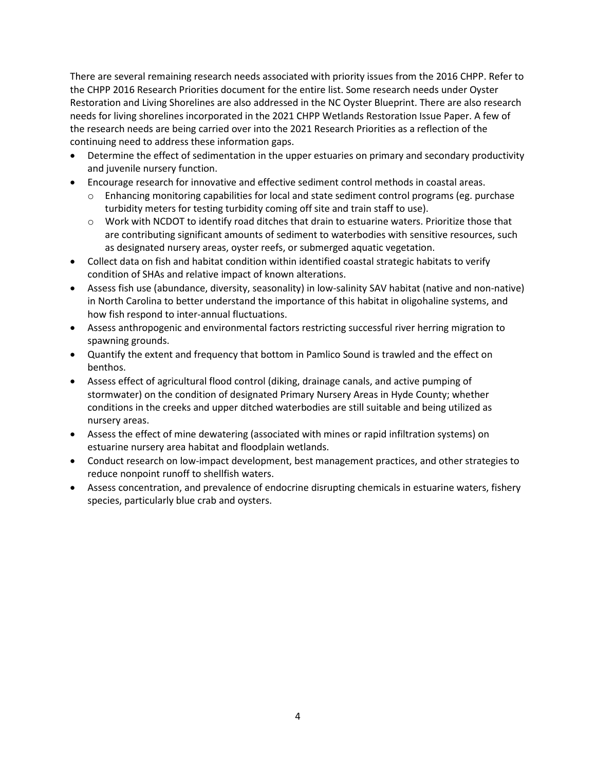There are several remaining research needs associated with priority issues from the 2016 CHPP. Refer to the CHPP 2016 Research Priorities document for the entire list. Some research needs under Oyster Restoration and Living Shorelines are also addressed in the NC Oyster Blueprint. There are also research needs for living shorelines incorporated in the 2021 CHPP Wetlands Restoration Issue Paper. A few of the research needs are being carried over into the 2021 Research Priorities as a reflection of the continuing need to address these information gaps.

- Determine the effect of sedimentation in the upper estuaries on primary and secondary productivity and juvenile nursery function.
- Encourage research for innovative and effective sediment control methods in coastal areas.
  - Enhancing monitoring capabilities for local and state sediment control programs (eg. purchase turbidity meters for testing turbidity coming off site and train staff to use).
  - Work with NCDOT to identify road ditches that drain to estuarine waters. Prioritize those that are contributing significant amounts of sediment to waterbodies with sensitive resources, such as designated nursery areas, oyster reefs, or submerged aquatic vegetation.
- Collect data on fish and habitat condition within identified coastal strategic habitats to verify condition of SHAs and relative impact of known alterations.
- Assess fish use (abundance, diversity, seasonality) in low-salinity SAV habitat (native and non-native) in North Carolina to better understand the importance of this habitat in oligohaline systems, and how fish respond to inter-annual fluctuations.
- Assess anthropogenic and environmental factors restricting successful river herring migration to spawning grounds.
- Quantify the extent and frequency that bottom in Pamlico Sound is trawled and the effect on benthos.
- Assess effect of agricultural flood control (diking, drainage canals, and active pumping of stormwater) on the condition of designated Primary Nursery Areas in Hyde County; whether conditions in the creeks and upper ditched waterbodies are still suitable and being utilized as nursery areas.
- Assess the effect of mine dewatering (associated with mines or rapid infiltration systems) on estuarine nursery area habitat and floodplain wetlands.
- Conduct research on low-impact development, best management practices, and other strategies to reduce nonpoint runoff to shellfish waters.
- Assess concentration, and prevalence of endocrine disrupting chemicals in estuarine waters, fishery species, particularly blue crab and oysters.